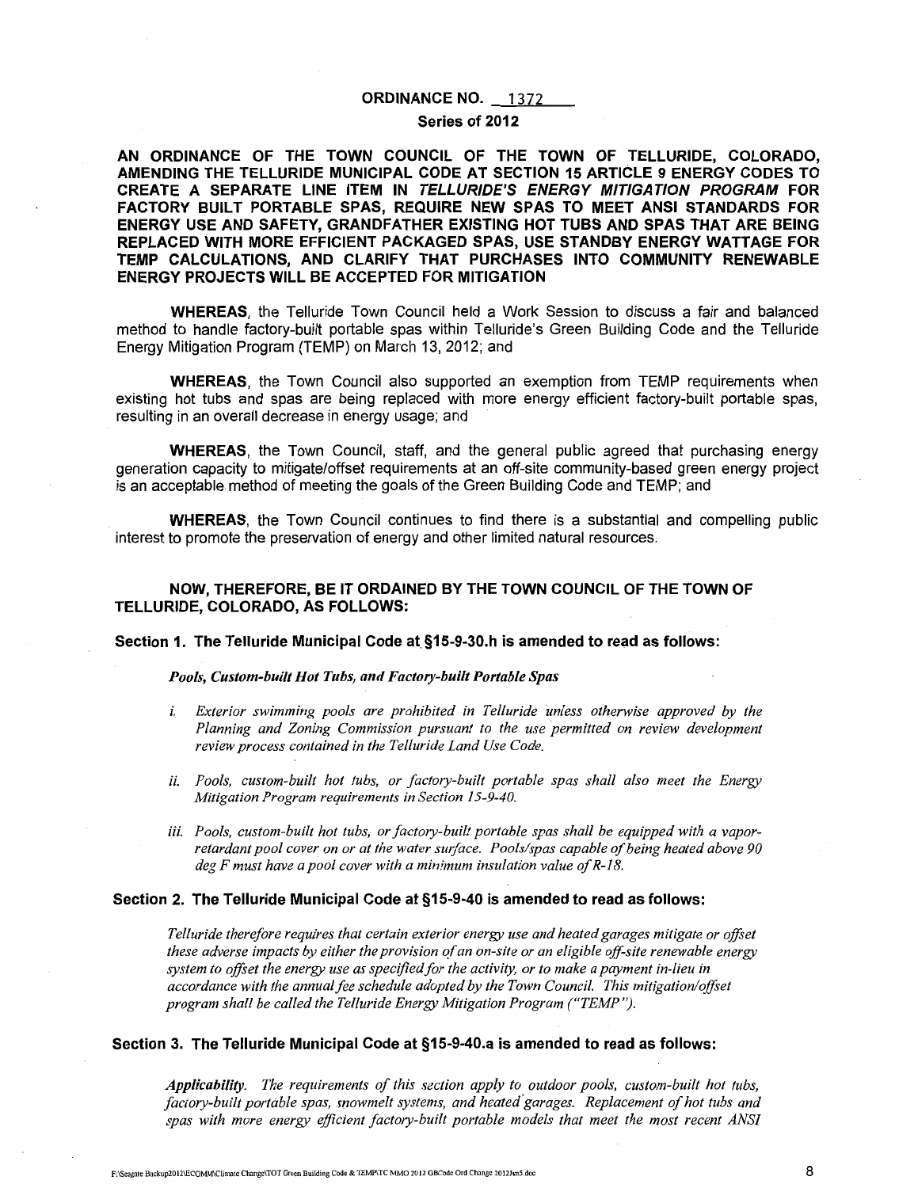**ORDINANCE NO. 1372**

**Series of 2012**

**AN ORDINANCE OF THE TOWN COUNCIL OF THE TOWN OF TELLURIDE, COLORADO, AMENDING THE TELLURIDE MUNICIPAL CODE AT SECTION 15 ARTICLE 9 ENERGY CODES TO CREATE A SEPARATE LINE ITEM IN *TELLURIDE'S ENERGY MITIGATION PROGRAM* FOR FACTORY BUILT PORTABLE SPAS, REQUIRE NEW SPAS TO MEET ANSI STANDARDS FOR ENERGY USE AND SAFETY, GRANDFATHER EXISTING HOT TUBS AND SPAS THAT ARE BEING REPLACED WITH MORE EFFICIENT PACKAGED SPAS, USE STANDBY ENERGY WATTAGE FOR TEMP CALCULATIONS, AND CLARIFY THAT PURCHASES INTO COMMUNITY RENEWABLE ENERGY PROJECTS WILL BE ACCEPTED FOR MITIGATION**

**WHEREAS**, the Telluride Town Council held a Work Session to discuss a fair and balanced method to handle factory-built portable spas within Telluride's Green Building Code and the Telluride Energy Mitigation Program (TEMP) on March 13, 2012; and

**WHEREAS**, the Town Council also supported an exemption from TEMP requirements when existing hot tubs and spas are being replaced with more energy efficient factory-built portable spas, resulting in an overall decrease in energy usage; and

**WHEREAS**, the Town Council, staff, and the general public agreed that purchasing energy generation capacity to mitigate/offset requirements at an off-site community-based green energy project is an acceptable method of meeting the goals of the Green Building Code and TEMP; and

**WHEREAS**, the Town Council continues to find there is a substantial and compelling public interest to promote the preservation of energy and other limited natural resources.

**NOW, THEREFORE, BE IT ORDAINED BY THE TOWN COUNCIL OF THE TOWN OF TELLURIDE, COLORADO, AS FOLLOWS:**

**Section 1. The Telluride Municipal Code at §15-9-30.h is amended to read as follows:**

***Pools, Custom-built Hot Tubs, and Factory-built Portable Spas***

*i. Exterior swimming pools are prohibited in Telluride unless otherwise approved by the Planning and Zoning Commission pursuant to the use permitted on review development review process contained in the Telluride Land Use Code.*

*ii. Pools, custom-built hot tubs, or factory-built portable spas shall also meet the Energy Mitigation Program requirements in Section 15-9-40.*

*iii. Pools, custom-built hot tubs, or factory-built portable spas shall be equipped with a vapor-retardant pool cover on or at the water surface. Pools/spas capable of being heated above 90 deg F must have a pool cover with a minimum insulation value of R-18.*

**Section 2. The Telluride Municipal Code at §15-9-40 is amended to read as follows:**

*Telluride therefore requires that certain exterior energy use and heated garages mitigate or offset these adverse impacts by either the provision of an on-site or an eligible off-site renewable energy system to offset the energy use as specified for the activity, or to make a payment in-lieu in accordance with the annual fee schedule adopted by the Town Council. This mitigation/offset program shall be called the Telluride Energy Mitigation Program ("TEMP").*

**Section 3. The Telluride Municipal Code at §15-9-40.a is amended to read as follows:**

***Applicability.*** *The requirements of this section apply to outdoor pools, custom-built hot tubs, factory-built portable spas, snowmelt systems, and heated garages. Replacement of hot tubs and spas with more energy efficient factory-built portable models that meet the most recent ANSI*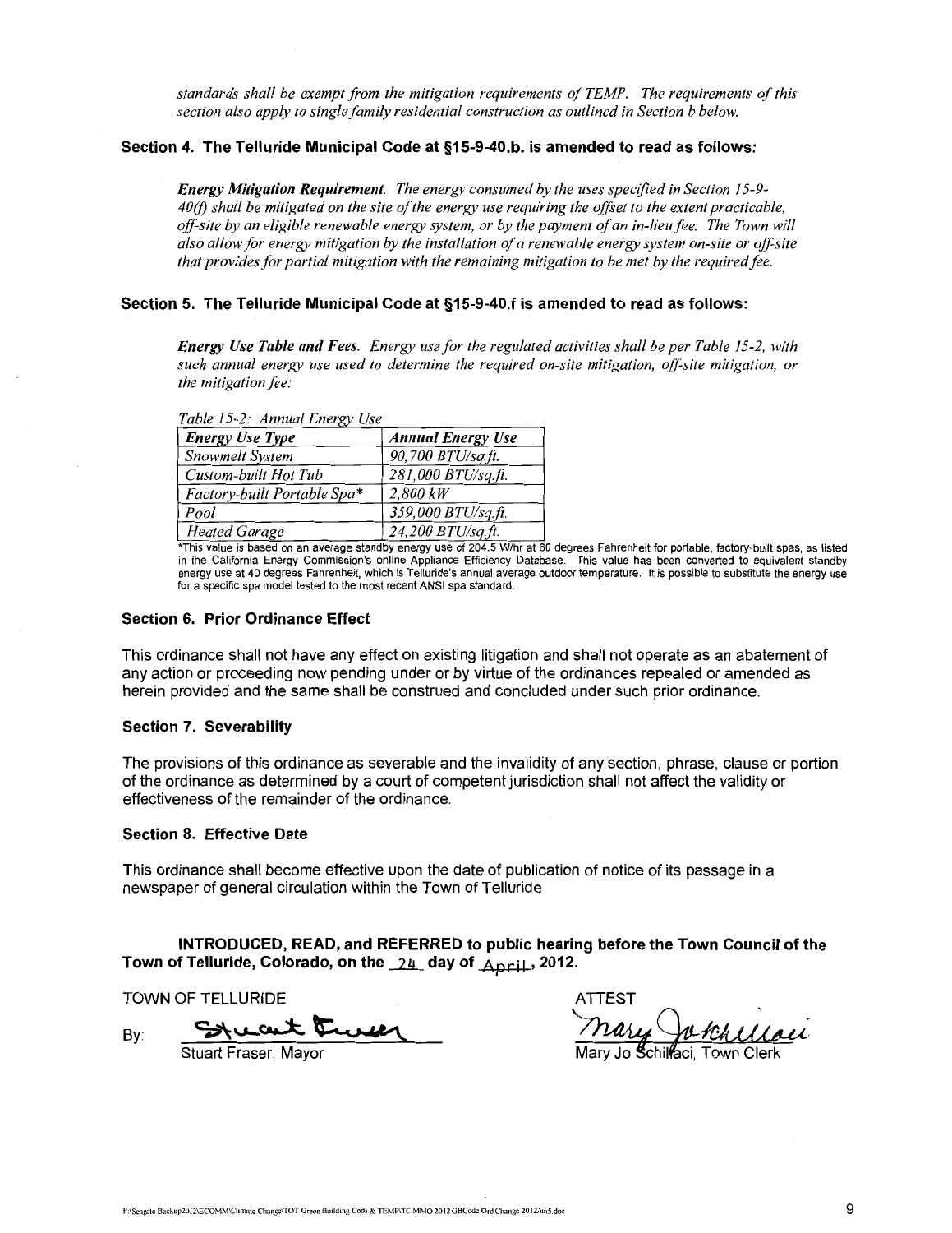*standards shall be exempt from the mitigation requirements of TEMP. The requirements of this section also apply to single family residential construction as outlined in Section b below.*

### Section 4. The Telluride Municipal Code at §15-9-40.b. is amended to read as follows:

***Energy Mitigation Requirement.*** *The energy consumed by the uses specified in Section 15-9-40(f) shall be mitigated on the site of the energy use requiring the offset to the extent practicable, off-site by an eligible renewable energy system, or by the payment of an in-lieu fee. The Town will also allow for energy mitigation by the installation of a renewable energy system on-site or off-site that provides for partial mitigation with the remaining mitigation to be met by the required fee.*

### Section 5. The Telluride Municipal Code at §15-9-40.f is amended to read as follows:

***Energy Use Table and Fees.*** *Energy use for the regulated activities shall be per Table 15-2, with such annual energy use used to determine the required on-site mitigation, off-site mitigation, or the mitigation fee:*

*Table 15-2: Annual Energy Use*

| *Energy Use Type* | *Annual Energy Use* |
|---|---|
| *Snowmelt System* | *90,700 BTU/sq.ft.* |
| *Custom-built Hot Tub* | *281,000 BTU/sq.ft.* |
| *Factory-built Portable Spa** | *2,800 kW* |
| *Pool* | *359,000 BTU/sq.ft.* |
| *Heated Garage* | *24,200 BTU/sq.ft.* |

*This value is based on an average standby energy use of 204.5 W/hr at 60 degrees Fahrenheit for portable, factory-built spas, as listed in the California Energy Commission's online Appliance Efficiency Database. This value has been converted to equivalent standby energy use at 40 degrees Fahrenheit, which is Telluride's annual average outdoor temperature. It is possible to substitute the energy use for a specific spa model tested to the most recent ANSI spa standard.

### Section 6. Prior Ordinance Effect

This ordinance shall not have any effect on existing litigation and shall not operate as an abatement of any action or proceeding now pending under or by virtue of the ordinances repealed or amended as herein provided and the same shall be construed and concluded under such prior ordinance.

### Section 7. Severability

The provisions of this ordinance as severable and the invalidity of any section, phrase, clause or portion of the ordinance as determined by a court of competent jurisdiction shall not affect the validity or effectiveness of the remainder of the ordinance.

### Section 8. Effective Date

This ordinance shall become effective upon the date of publication of notice of its passage in a newspaper of general circulation within the Town of Telluride

**INTRODUCED, READ, and REFERRED to public hearing before the Town Council of the Town of Telluride, Colorado, on the 24 day of April, 2012.**

TOWN OF TELLURIDE

By: Stuart Fraser

Stuart Fraser, Mayor

ATTEST

Mary Jo Schillaci

Mary Jo Schillaci, Town Clerk

F:\Seagate Backup2012\ECOMM\Climate Change\TOT Green Building Code & TEMP\TC MMO 2012 GBCode Ord Change 2012Jun5.doc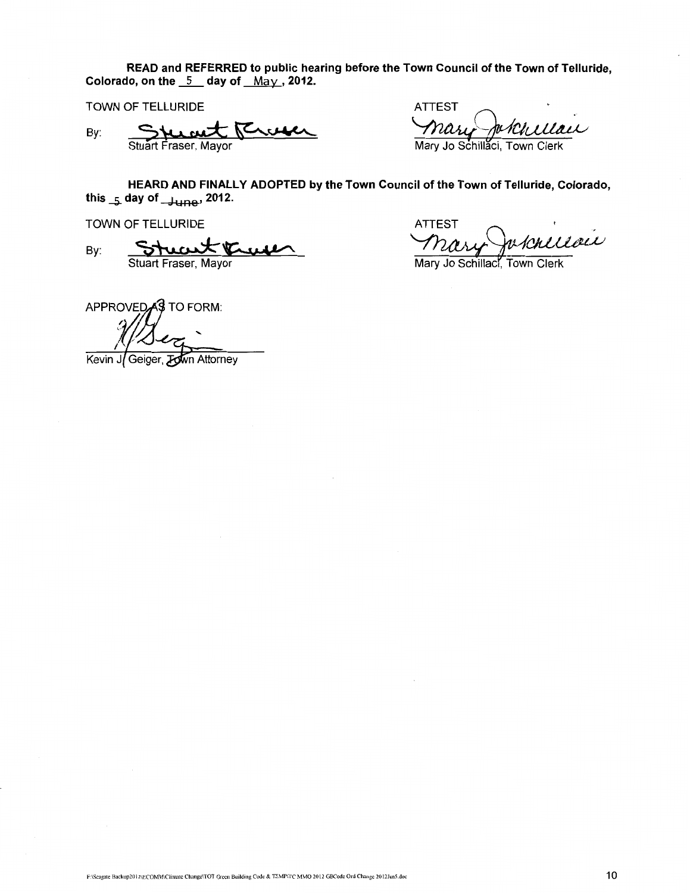**READ and REFERRED to public hearing before the Town Council of the Town of Telluride, Colorado, on the 5 day of May, 2012.**

TOWN OF TELLURIDE

By: Stuart Fraser
Stuart Fraser, Mayor

ATTEST

Mary Jo Schillaci
Mary Jo Schillaci, Town Clerk

**HEARD AND FINALLY ADOPTED by the Town Council of the Town of Telluride, Colorado, this 5 day of June, 2012.**

TOWN OF TELLURIDE

By: Stuart Fraser
Stuart Fraser, Mayor

ATTEST

Mary Jo Schillaci
Mary Jo Schillaci, Town Clerk

APPROVED AS TO FORM:

Kevin J. Geiger
Kevin J. Geiger, Town Attorney

F:\Seagate Backup2012\ECOMM\Climate Change\TOT Green Building Code & TEMP\TC MMO 2012 GBCode Ord Change 2012Jun5.doc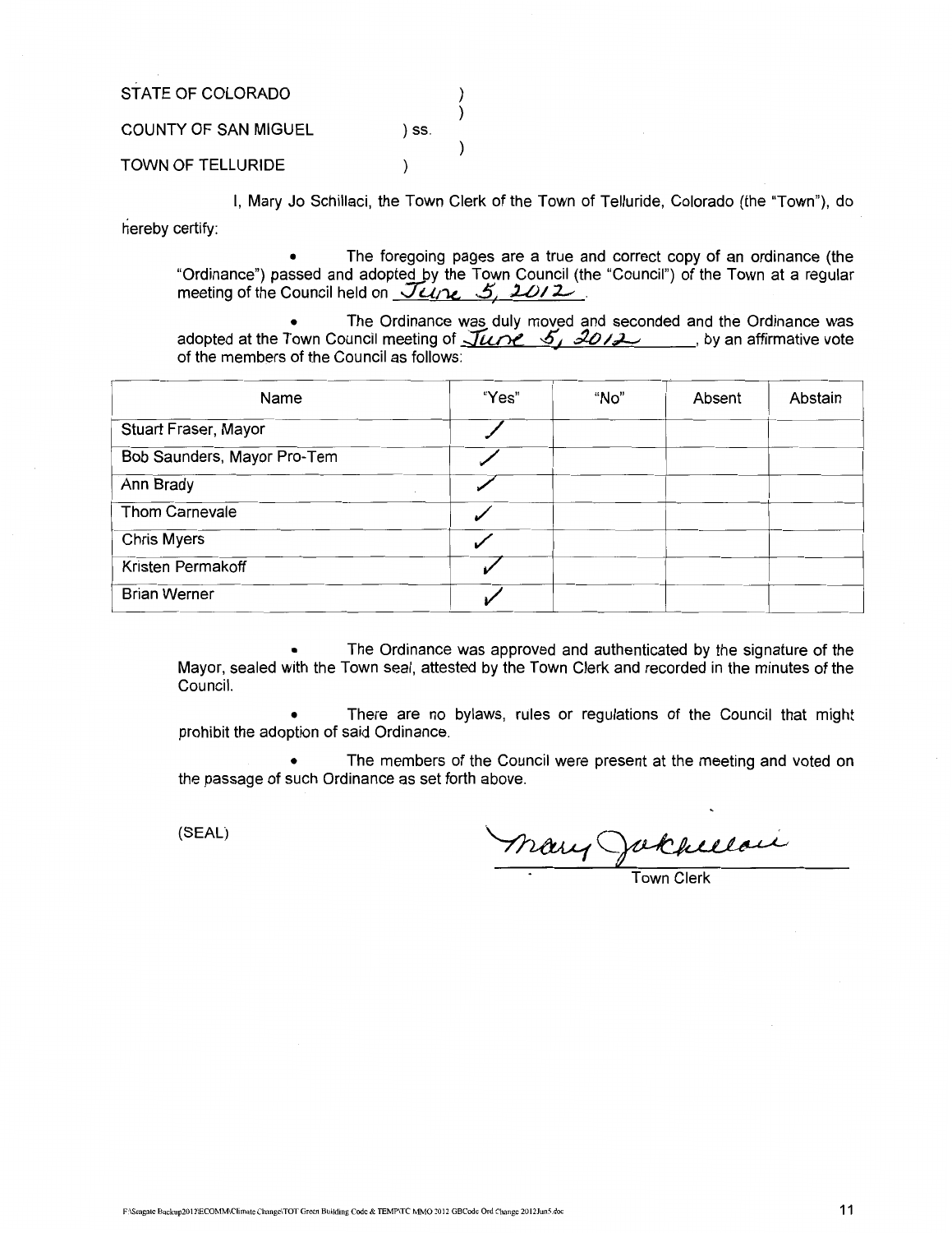STATE OF COLORADO )
 )
COUNTY OF SAN MIGUEL ) ss.
 )
TOWN OF TELLURIDE )

I, Mary Jo Schillaci, the Town Clerk of the Town of Telluride, Colorado (the "Town"), do hereby certify:

- The foregoing pages are a true and correct copy of an ordinance (the "Ordinance") passed and adopted by the Town Council (the "Council") of the Town at a regular meeting of the Council held on June 5, 2012.

- The Ordinance was duly moved and seconded and the Ordinance was adopted at the Town Council meeting of June 5, 2012, by an affirmative vote of the members of the Council as follows:

| Name | "Yes" | "No" | Absent | Abstain |
|---|---|---|---|---|
| Stuart Fraser, Mayor | ✓ | | | |
| Bob Saunders, Mayor Pro-Tem | ✓ | | | |
| Ann Brady | ✓ | | | |
| Thom Carnevale | ✓ | | | |
| Chris Myers | ✓ | | | |
| Kristen Permakoff | ✓ | | | |
| Brian Werner | ✓ | | | |

- The Ordinance was approved and authenticated by the signature of the Mayor, sealed with the Town seal, attested by the Town Clerk and recorded in the minutes of the Council.

- There are no bylaws, rules or regulations of the Council that might prohibit the adoption of said Ordinance.

- The members of the Council were present at the meeting and voted on the passage of such Ordinance as set forth above.

(SEAL)

Mary Jo Schillaci

Town Clerk

F:\Seagate Backup2012\ECOMM\Climate Change\TOT Green Building Code & TEMP\TC MMO 2012 GBCode Ord Change 2012Jun5.doc